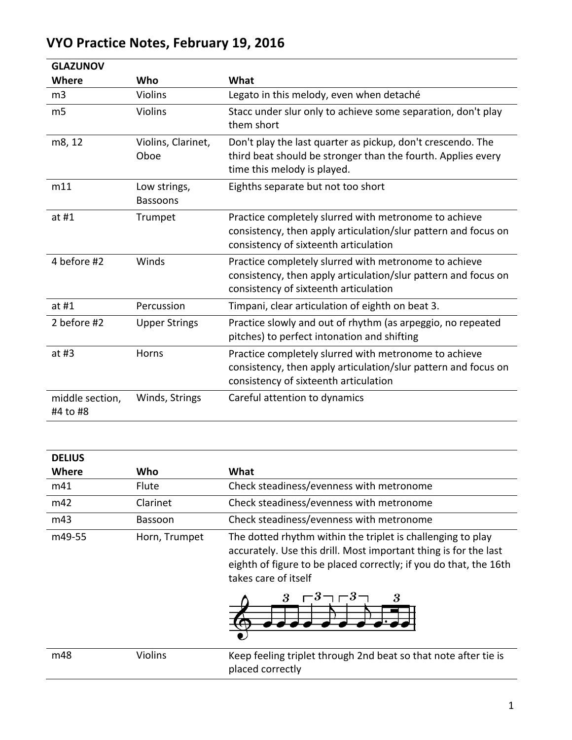# VYO Practice Notes, February 19, 2016

| GLAZUNOV | | |
|---|---|---|
| **Where** | **Who** | **What** |
| m3 | Violins | Legato in this melody, even when detaché |
| m5 | Violins | Stacc under slur only to achieve some separation, don't play them short |
| m8, 12 | Violins, Clarinet, Oboe | Don't play the last quarter as pickup, don't crescendo. The third beat should be stronger than the fourth. Applies every time this melody is played. |
| m11 | Low strings, Bassoons | Eighths separate but not too short |
| at #1 | Trumpet | Practice completely slurred with metronome to achieve consistency, then apply articulation/slur pattern and focus on consistency of sixteenth articulation |
| 4 before #2 | Winds | Practice completely slurred with metronome to achieve consistency, then apply articulation/slur pattern and focus on consistency of sixteenth articulation |
| at #1 | Percussion | Timpani, clear articulation of eighth on beat 3. |
| 2 before #2 | Upper Strings | Practice slowly and out of rhythm (as arpeggio, no repeated pitches) to perfect intonation and shifting |
| at #3 | Horns | Practice completely slurred with metronome to achieve consistency, then apply articulation/slur pattern and focus on consistency of sixteenth articulation |
| middle section, #4 to #8 | Winds, Strings | Careful attention to dynamics |

| DELIUS | | |
|---|---|---|
| **Where** | **Who** | **What** |
| m41 | Flute | Check steadiness/evenness with metronome |
| m42 | Clarinet | Check steadiness/evenness with metronome |
| m43 | Bassoon | Check steadiness/evenness with metronome |
| m49-55 | Horn, Trumpet | The dotted rhythm within the triplet is challenging to play accurately. Use this drill. Most important thing is for the last eighth of figure to be placed correctly; if you do that, the 16th takes care of itself |
| m48 | Violins | Keep feeling triplet through 2nd beat so that note after tie is placed correctly |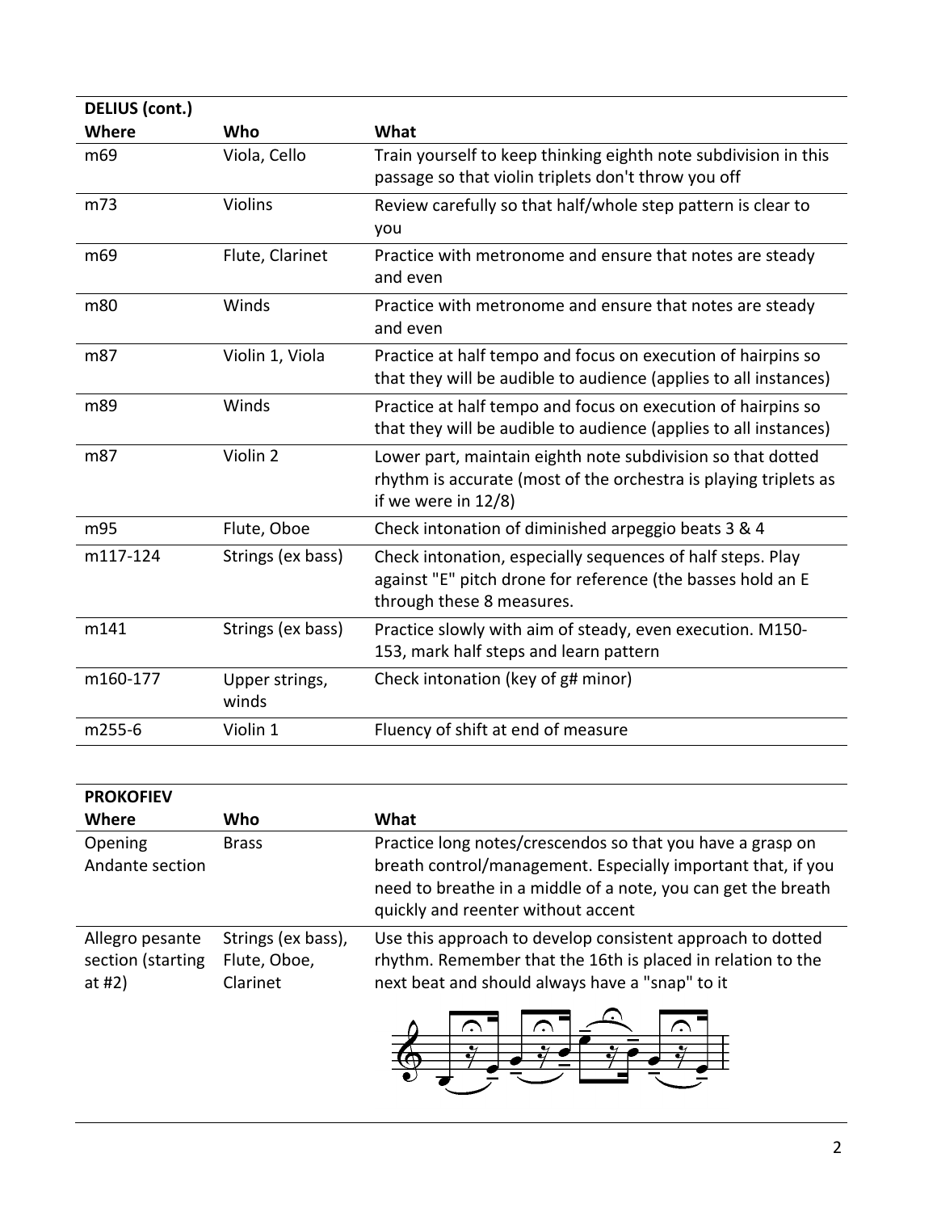| **DELIUS (cont.)** | | |
|---|---|---|
| **Where** | **Who** | **What** |
| m69 | Viola, Cello | Train yourself to keep thinking eighth note subdivision in this passage so that violin triplets don't throw you off |
| m73 | Violins | Review carefully so that half/whole step pattern is clear to you |
| m69 | Flute, Clarinet | Practice with metronome and ensure that notes are steady and even |
| m80 | Winds | Practice with metronome and ensure that notes are steady and even |
| m87 | Violin 1, Viola | Practice at half tempo and focus on execution of hairpins so that they will be audible to audience (applies to all instances) |
| m89 | Winds | Practice at half tempo and focus on execution of hairpins so that they will be audible to audience (applies to all instances) |
| m87 | Violin 2 | Lower part, maintain eighth note subdivision so that dotted rhythm is accurate (most of the orchestra is playing triplets as if we were in 12/8) |
| m95 | Flute, Oboe | Check intonation of diminished arpeggio beats 3 & 4 |
| m117-124 | Strings (ex bass) | Check intonation, especially sequences of half steps. Play against "E" pitch drone for reference (the basses hold an E through these 8 measures. |
| m141 | Strings (ex bass) | Practice slowly with aim of steady, even execution. M150-153, mark half steps and learn pattern |
| m160-177 | Upper strings, winds | Check intonation (key of g# minor) |
| m255-6 | Violin 1 | Fluency of shift at end of measure |

| **PROKOFIEV** | | |
|---|---|---|
| **Where** | **Who** | **What** |
| Opening Andante section | Brass | Practice long notes/crescendos so that you have a grasp on breath control/management. Especially important that, if you need to breathe in a middle of a note, you can get the breath quickly and reenter without accent |
| Allegro pesante section (starting at #2) | Strings (ex bass), Flute, Oboe, Clarinet | Use this approach to develop consistent approach to dotted rhythm. Remember that the 16th is placed in relation to the next beat and should always have a "snap" to it |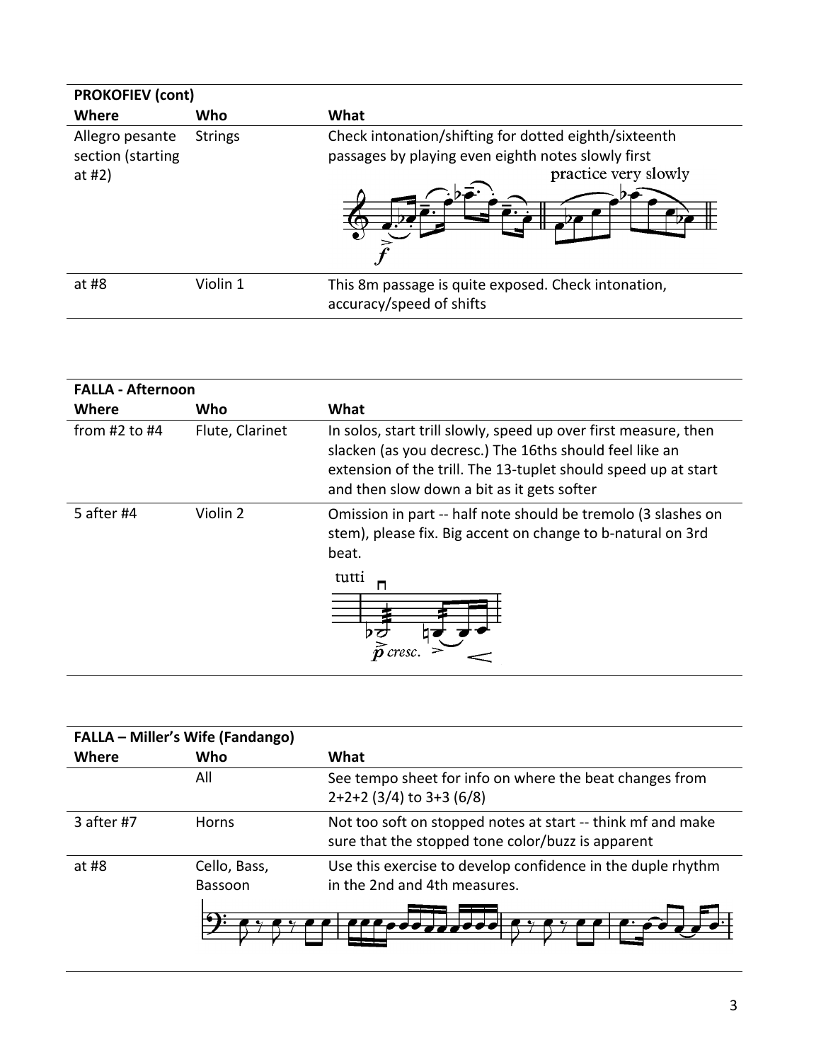| **PROKOFIEV (cont)** | | |
|---|---|---|
| **Where** | **Who** | **What** |
| Allegro pesante section (starting at #2) | Strings | Check intonation/shifting for dotted eighth/sixteenth passages by playing even eighth notes slowly first |
| at #8 | Violin 1 | This 8m passage is quite exposed. Check intonation, accuracy/speed of shifts |

| **FALLA - Afternoon** | | |
|---|---|---|
| **Where** | **Who** | **What** |
| from #2 to #4 | Flute, Clarinet | In solos, start trill slowly, speed up over first measure, then slacken (as you decresc.) The 16ths should feel like an extension of the trill. The 13-tuplet should speed up at start and then slow down a bit as it gets softer |
| 5 after #4 | Violin 2 | Omission in part -- half note should be tremolo (3 slashes on stem), please fix. Big accent on change to b-natural on 3rd beat. |

| **FALLA – Miller's Wife (Fandango)** | | |
|---|---|---|
| **Where** | **Who** | **What** |
| | All | See tempo sheet for info on where the beat changes from 2+2+2 (3/4) to 3+3 (6/8) |
| 3 after #7 | Horns | Not too soft on stopped notes at start -- think mf and make sure that the stopped tone color/buzz is apparent |
| at #8 | Cello, Bass, Bassoon | Use this exercise to develop confidence in the duple rhythm in the 2nd and 4th measures. |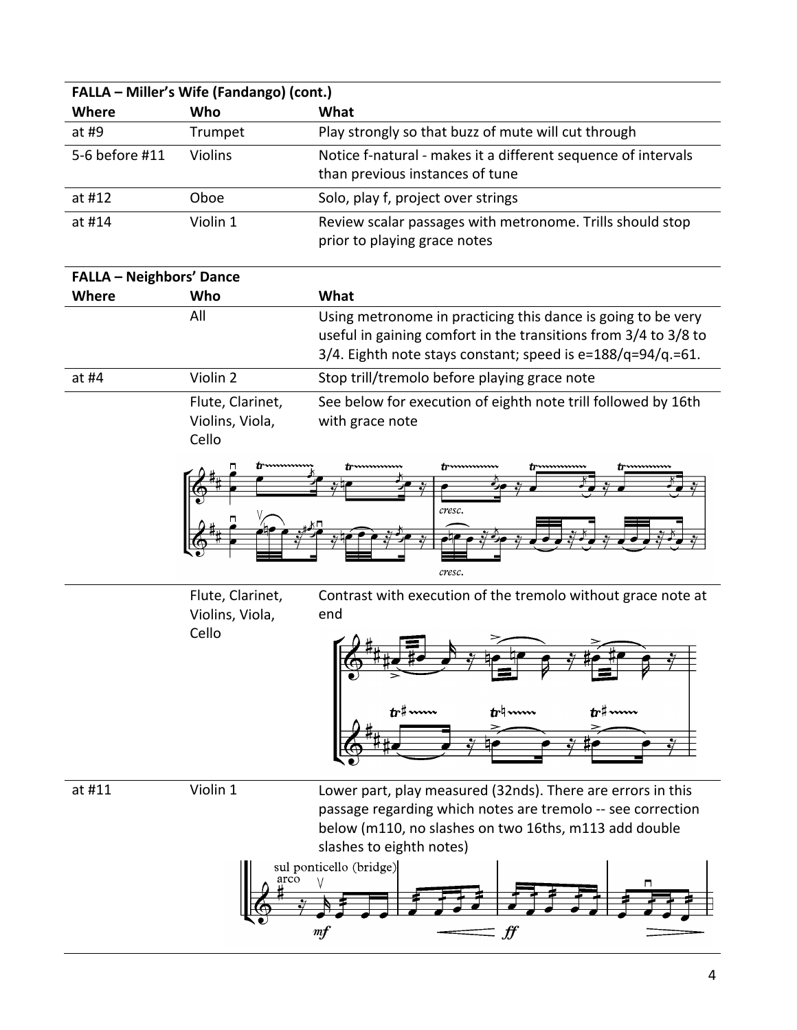| FALLA – Miller's Wife (Fandango) (cont.) | | |
|---|---|---|
| **Where** | **Who** | **What** |
| at #9 | Trumpet | Play strongly so that buzz of mute will cut through |
| 5-6 before #11 | Violins | Notice f-natural - makes it a different sequence of intervals than previous instances of tune |
| at #12 | Oboe | Solo, play f, project over strings |
| at #14 | Violin 1 | Review scalar passages with metronome. Trills should stop prior to playing grace notes |

| FALLA – Neighbors' Dance | | |
|---|---|---|
| **Where** | **Who** | **What** |
| | All | Using metronome in practicing this dance is going to be very useful in gaining comfort in the transitions from 3/4 to 3/8 to 3/4. Eighth note stays constant; speed is e=188/q=94/q.=61. |
| at #4 | Violin 2 | Stop trill/tremolo before playing grace note |
| | Flute, Clarinet, Violins, Viola, Cello | See below for execution of eighth note trill followed by 16th with grace note |
| | Flute, Clarinet, Violins, Viola, Cello | Contrast with execution of the tremolo without grace note at end |
| at #11 | Violin 1 | Lower part, play measured (32nds). There are errors in this passage regarding which notes are tremolo -- see correction below (m110, no slashes on two 16ths, m113 add double slashes to eighth notes) |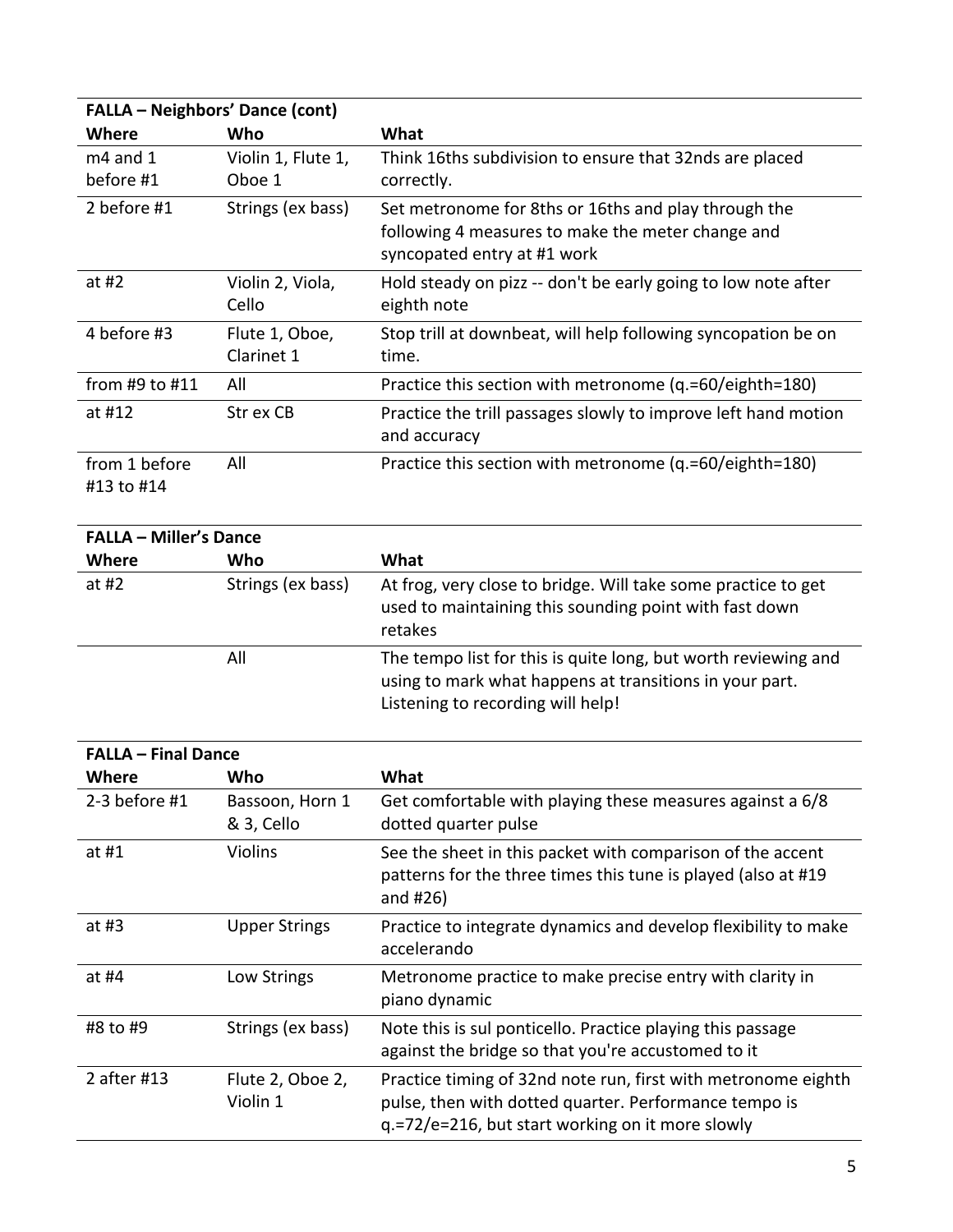**FALLA – Neighbors' Dance (cont)**

| Where | Who | What |
|---|---|---|
| m4 and 1 before #1 | Violin 1, Flute 1, Oboe 1 | Think 16ths subdivision to ensure that 32nds are placed correctly. |
| 2 before #1 | Strings (ex bass) | Set metronome for 8ths or 16ths and play through the following 4 measures to make the meter change and syncopated entry at #1 work |
| at #2 | Violin 2, Viola, Cello | Hold steady on pizz -- don't be early going to low note after eighth note |
| 4 before #3 | Flute 1, Oboe, Clarinet 1 | Stop trill at downbeat, will help following syncopation be on time. |
| from #9 to #11 | All | Practice this section with metronome (q.=60/eighth=180) |
| at #12 | Str ex CB | Practice the trill passages slowly to improve left hand motion and accuracy |
| from 1 before #13 to #14 | All | Practice this section with metronome (q.=60/eighth=180) |

**FALLA – Miller's Dance**

| Where | Who | What |
|---|---|---|
| at #2 | Strings (ex bass) | At frog, very close to bridge. Will take some practice to get used to maintaining this sounding point with fast down retakes |
| | All | The tempo list for this is quite long, but worth reviewing and using to mark what happens at transitions in your part. Listening to recording will help! |

**FALLA – Final Dance**

| Where | Who | What |
|---|---|---|
| 2-3 before #1 | Bassoon, Horn 1 & 3, Cello | Get comfortable with playing these measures against a 6/8 dotted quarter pulse |
| at #1 | Violins | See the sheet in this packet with comparison of the accent patterns for the three times this tune is played (also at #19 and #26) |
| at #3 | Upper Strings | Practice to integrate dynamics and develop flexibility to make accelerando |
| at #4 | Low Strings | Metronome practice to make precise entry with clarity in piano dynamic |
| #8 to #9 | Strings (ex bass) | Note this is sul ponticello. Practice playing this passage against the bridge so that you're accustomed to it |
| 2 after #13 | Flute 2, Oboe 2, Violin 1 | Practice timing of 32nd note run, first with metronome eighth pulse, then with dotted quarter. Performance tempo is q.=72/e=216, but start working on it more slowly |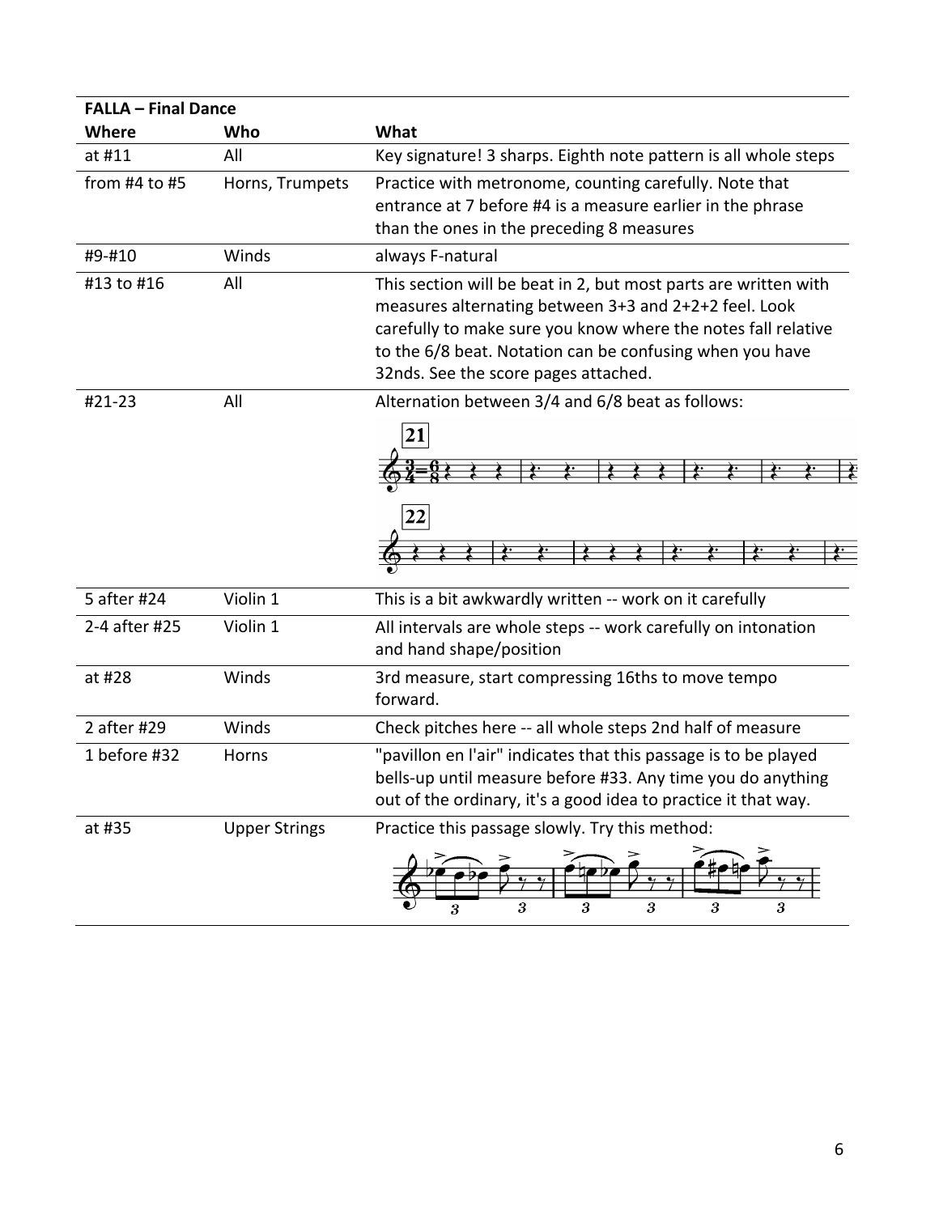| FALLA – Final Dance | | |
|---|---|---|
| **Where** | **Who** | **What** |
| at #11 | All | Key signature! 3 sharps. Eighth note pattern is all whole steps |
| from #4 to #5 | Horns, Trumpets | Practice with metronome, counting carefully. Note that entrance at 7 before #4 is a measure earlier in the phrase than the ones in the preceding 8 measures |
| #9-#10 | Winds | always F-natural |
| #13 to #16 | All | This section will be beat in 2, but most parts are written with measures alternating between 3+3 and 2+2+2 feel. Look carefully to make sure you know where the notes fall relative to the 6/8 beat. Notation can be confusing when you have 32nds. See the score pages attached. |
| #21-23 | All | Alternation between 3/4 and 6/8 beat as follows: |
| 5 after #24 | Violin 1 | This is a bit awkwardly written -- work on it carefully |
| 2-4 after #25 | Violin 1 | All intervals are whole steps -- work carefully on intonation and hand shape/position |
| at #28 | Winds | 3rd measure, start compressing 16ths to move tempo forward. |
| 2 after #29 | Winds | Check pitches here -- all whole steps 2nd half of measure |
| 1 before #32 | Horns | "pavillon en l'air" indicates that this passage is to be played bells-up until measure before #33. Any time you do anything out of the ordinary, it's a good idea to practice it that way. |
| at #35 | Upper Strings | Practice this passage slowly. Try this method: |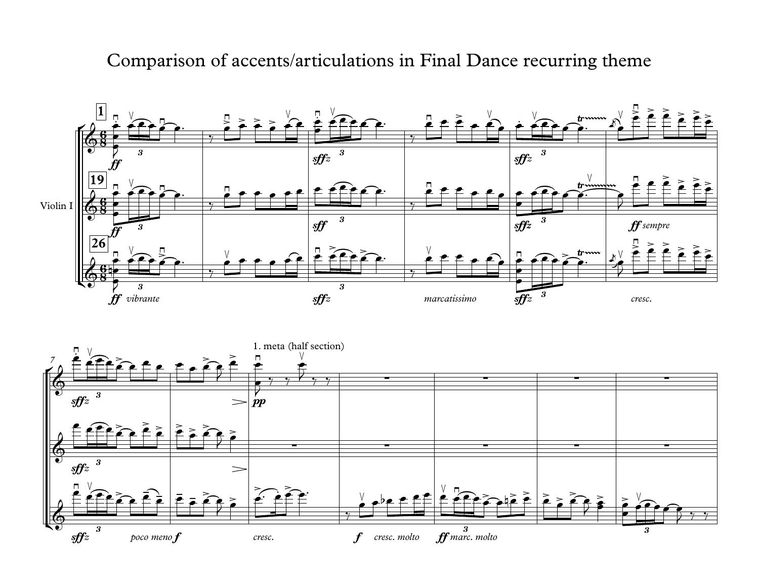# Comparison of accents/articulations in Final Dance recurring theme